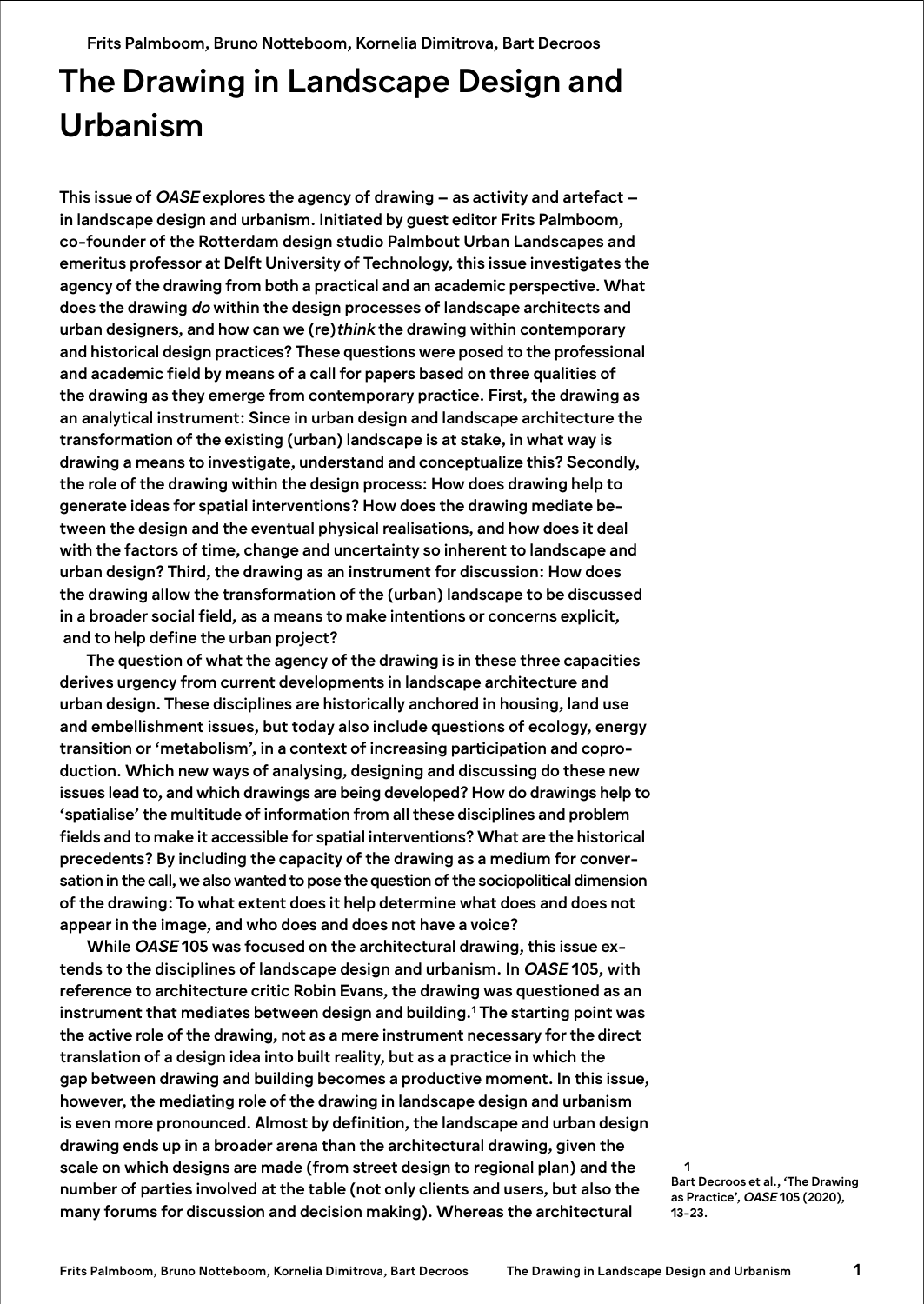Frits Palmboom, Bruno Notteboom, Kornelia Dimitrova, Bart Decroos

# The Drawing in Landscape Design and Urbanism

This issue of *OASE* explores the agency of drawing – as activity and artefact – in landscape design and urbanism. Initiated by guest editor Frits Palmboom, co-founder of the Rotterdam design studio Palmbout Urban Landscapes and emeritus professor at Delft University of Technology, this issue investigates the agency of the drawing from both a practical and an academic perspective. What does the drawing *do* within the design processes of landscape architects and urban designers, and how can we (re)*think* the drawing within contemporary and historical design practices? These questions were posed to the professional and academic field by means of a call for papers based on three qualities of the drawing as they emerge from contemporary practice. First, the drawing as an analytical instrument: Since in urban design and landscape architecture the transformation of the existing (urban) landscape is at stake, in what way is drawing a means to investigate, understand and conceptualize this? Secondly, the role of the drawing within the design process: How does drawing help to generate ideas for spatial interventions? How does the drawing mediate between the design and the eventual physical realisations, and how does it deal with the factors of time, change and uncertainty so inherent to landscape and urban design? Third, the drawing as an instrument for discussion: How does the drawing allow the transformation of the (urban) landscape to be discussed in a broader social field, as a means to make intentions or concerns explicit, and to help define the urban project?

The question of what the agency of the drawing is in these three capacities derives urgency from current developments in landscape architecture and urban design. These disciplines are historically anchored in housing, land use and embellishment issues, but today also include questions of ecology, energy transition or 'metabolism', in a context of increasing participation and coproduction. Which new ways of analysing, designing and discussing do these new issues lead to, and which drawings are being developed? How do drawings help to 'spatialise' the multitude of information from all these disciplines and problem fields and to make it accessible for spatial interventions? What are the historical precedents? By including the capacity of the drawing as a medium for conversation in the call, we also wanted to pose the question of the sociopolitical dimension of the drawing: To what extent does it help determine what does and does not appear in the image, and who does and does not have a voice?

While *OASE* 105 was focused on the architectural drawing, this issue extends to the disciplines of landscape design and urbanism. In *OASE* 105, with reference to architecture critic Robin Evans, the drawing was questioned as an instrument that mediates between design and building.[1] The starting point was the active role of the drawing, not as a mere instrument necessary for the direct translation of a design idea into built reality, but as a practice in which the gap between drawing and building becomes a productive moment. In this issue, however, the mediating role of the drawing in landscape design and urbanism is even more pronounced. Almost by definition, the landscape and urban design drawing ends up in a broader arena than the architectural drawing, given the scale on which designs are made (from street design to regional plan) and the number of parties involved at the table (not only clients and users, but also the many forums for discussion and decision making). Whereas the architectural

1
Bart Decroos et al., 'The Drawing as Practice', *OASE* 105 (2020), 13–23.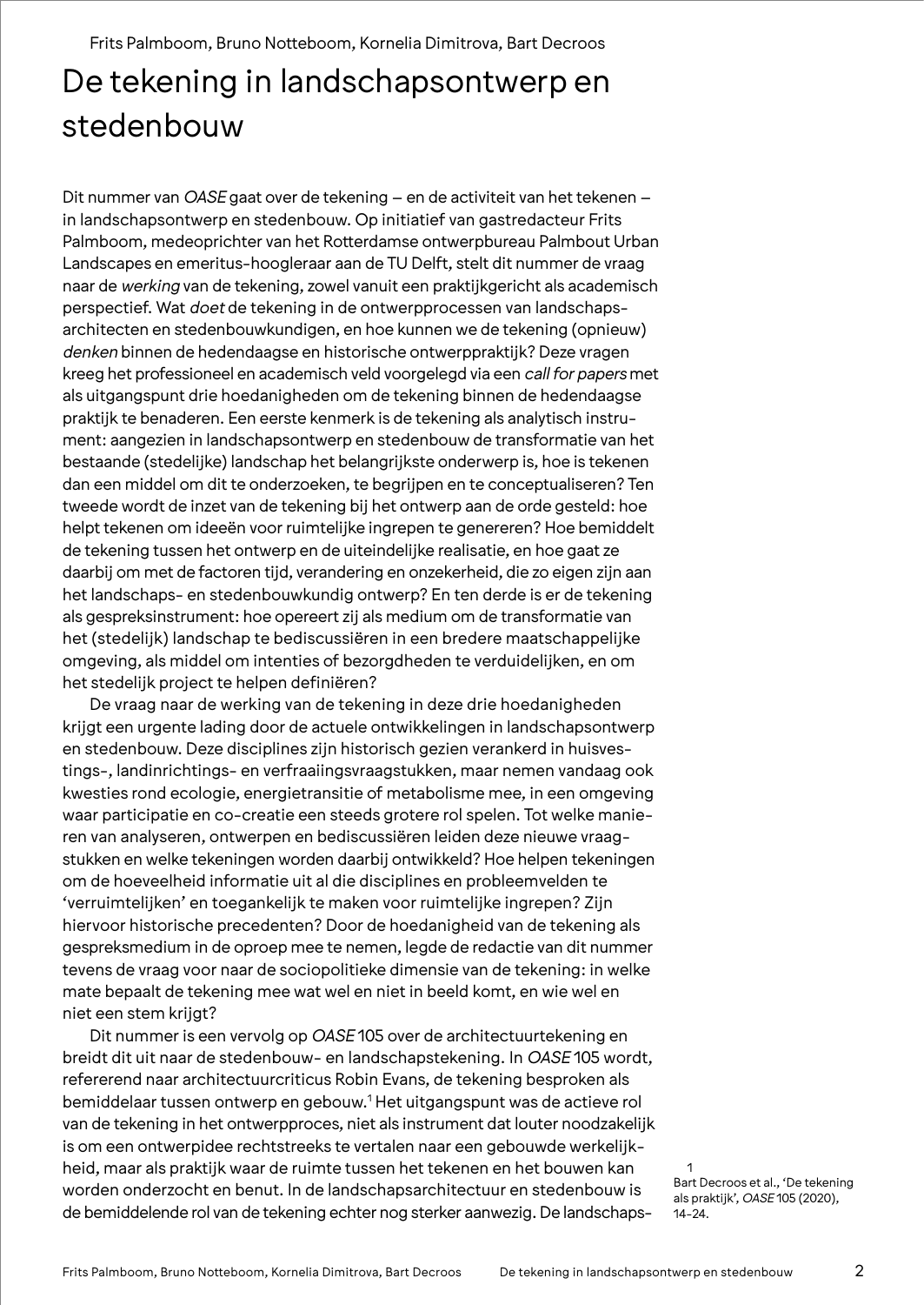Frits Palmboom, Bruno Notteboom, Kornelia Dimitrova, Bart Decroos

# De tekening in landschapsontwerp en stedenbouw

Dit nummer van *OASE* gaat over de tekening – en de activiteit van het tekenen – in landschapsontwerp en stedenbouw. Op initiatief van gastredacteur Frits Palmboom, medeoprichter van het Rotterdamse ontwerpbureau Palmbout Urban Landscapes en emeritus-hoogleraar aan de TU Delft, stelt dit nummer de vraag naar de *werking* van de tekening, zowel vanuit een praktijkgericht als academisch perspectief. Wat *doet* de tekening in de ontwerpprocessen van landschapsarchitecten en stedenbouwkundigen, en hoe kunnen we de tekening (opnieuw) *denken* binnen de hedendaagse en historische ontwerppraktijk? Deze vragen kreeg het professioneel en academisch veld voorgelegd via een *call for papers* met als uitgangspunt drie hoedanigheden om de tekening binnen de hedendaagse praktijk te benaderen. Een eerste kenmerk is de tekening als analytisch instrument: aangezien in landschapsontwerp en stedenbouw de transformatie van het bestaande (stedelijke) landschap het belangrijkste onderwerp is, hoe is tekenen dan een middel om dit te onderzoeken, te begrijpen en te conceptualiseren? Ten tweede wordt de inzet van de tekening bij het ontwerp aan de orde gesteld: hoe helpt tekenen om ideeën voor ruimtelijke ingrepen te genereren? Hoe bemiddelt de tekening tussen het ontwerp en de uiteindelijke realisatie, en hoe gaat ze daarbij om met de factoren tijd, verandering en onzekerheid, die zo eigen zijn aan het landschaps- en stedenbouwkundig ontwerp? En ten derde is er de tekening als gespreksinstrument: hoe opereert zij als medium om de transformatie van het (stedelijk) landschap te bediscussiëren in een bredere maatschappelijke omgeving, als middel om intenties of bezorgdheden te verduidelijken, en om het stedelijk project te helpen definiëren?

De vraag naar de werking van de tekening in deze drie hoedanigheden krijgt een urgente lading door de actuele ontwikkelingen in landschapsontwerp en stedenbouw. Deze disciplines zijn historisch gezien verankerd in huisvestings-, landinrichtings- en verfraaiingsvraagstukken, maar nemen vandaag ook kwesties rond ecologie, energietransitie of metabolisme mee, in een omgeving waar participatie en co-creatie een steeds grotere rol spelen. Tot welke manieren van analyseren, ontwerpen en bediscussiëren leiden deze nieuwe vraagstukken en welke tekeningen worden daarbij ontwikkeld? Hoe helpen tekeningen om de hoeveelheid informatie uit al die disciplines en probleemvelden te 'verruimtelijken' en toegankelijk te maken voor ruimtelijke ingrepen? Zijn hiervoor historische precedenten? Door de hoedanigheid van de tekening als gespreksmedium in de oproep mee te nemen, legde de redactie van dit nummer tevens de vraag voor naar de sociopolitieke dimensie van de tekening: in welke mate bepaalt de tekening mee wat wel en niet in beeld komt, en wie wel en niet een stem krijgt?

Dit nummer is een vervolg op *OASE* 105 over de architectuurtekening en breidt dit uit naar de stedenbouw- en landschapstekening. In *OASE* 105 wordt, refererend naar architectuurcriticus Robin Evans, de tekening besproken als bemiddelaar tussen ontwerp en gebouw.[1] Het uitgangspunt was de actieve rol van de tekening in het ontwerpproces, niet als instrument dat louter noodzakelijk is om een ontwerpidee rechtstreeks te vertalen naar een gebouwde werkelijkheid, maar als praktijk waar de ruimte tussen het tekenen en het bouwen kan worden onderzocht en benut. In de landschapsarchitectuur en stedenbouw is de bemiddelende rol van de tekening echter nog sterker aanwezig. De landschaps-

1
Bart Decroos et al., 'De tekening als praktijk', *OASE* 105 (2020), 14–24.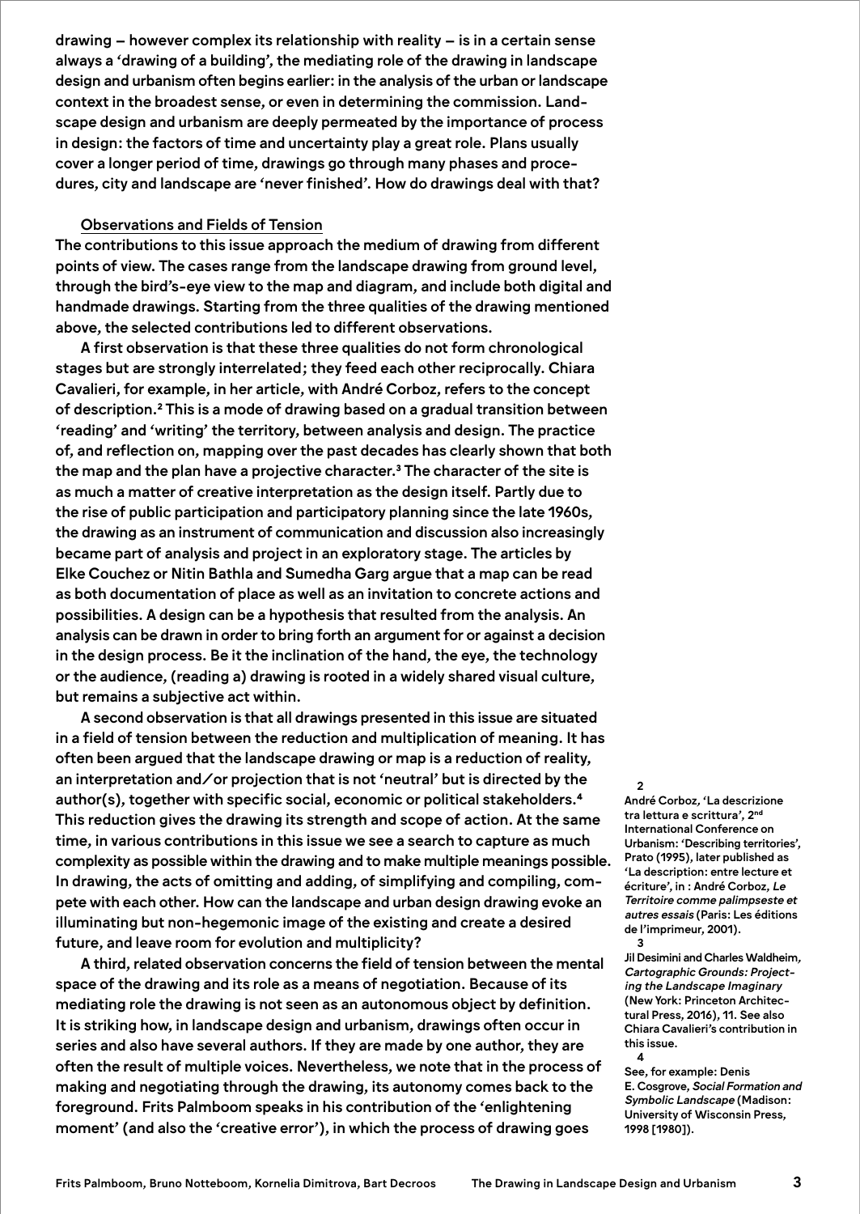drawing – however complex its relationship with reality – is in a certain sense always a 'drawing of a building', the mediating role of the drawing in landscape design and urbanism often begins earlier: in the analysis of the urban or landscape context in the broadest sense, or even in determining the commission. Landscape design and urbanism are deeply permeated by the importance of process in design: the factors of time and uncertainty play a great role. Plans usually cover a longer period of time, drawings go through many phases and procedures, city and landscape are 'never finished'. How do drawings deal with that?

## Observations and Fields of Tension

The contributions to this issue approach the medium of drawing from different points of view. The cases range from the landscape drawing from ground level, through the bird's-eye view to the map and diagram, and include both digital and handmade drawings. Starting from the three qualities of the drawing mentioned above, the selected contributions led to different observations.

A first observation is that these three qualities do not form chronological stages but are strongly interrelated; they feed each other reciprocally. Chiara Cavalieri, for example, in her article, with André Corboz, refers to the concept of description.[2] This is a mode of drawing based on a gradual transition between 'reading' and 'writing' the territory, between analysis and design. The practice of, and reflection on, mapping over the past decades has clearly shown that both the map and the plan have a projective character.[3] The character of the site is as much a matter of creative interpretation as the design itself. Partly due to the rise of public participation and participatory planning since the late 1960s, the drawing as an instrument of communication and discussion also increasingly became part of analysis and project in an exploratory stage. The articles by Elke Couchez or Nitin Bathla and Sumedha Garg argue that a map can be read as both documentation of place as well as an invitation to concrete actions and possibilities. A design can be a hypothesis that resulted from the analysis. An analysis can be drawn in order to bring forth an argument for or against a decision in the design process. Be it the inclination of the hand, the eye, the technology or the audience, (reading a) drawing is rooted in a widely shared visual culture, but remains a subjective act within.

A second observation is that all drawings presented in this issue are situated in a field of tension between the reduction and multiplication of meaning. It has often been argued that the landscape drawing or map is a reduction of reality, an interpretation and/or projection that is not 'neutral' but is directed by the author(s), together with specific social, economic or political stakeholders.[4] This reduction gives the drawing its strength and scope of action. At the same time, in various contributions in this issue we see a search to capture as much complexity as possible within the drawing and to make multiple meanings possible. In drawing, the acts of omitting and adding, of simplifying and compiling, compete with each other. How can the landscape and urban design drawing evoke an illuminating but non-hegemonic image of the existing and create a desired future, and leave room for evolution and multiplicity?

A third, related observation concerns the field of tension between the mental space of the drawing and its role as a means of negotiation. Because of its mediating role the drawing is not seen as an autonomous object by definition. It is striking how, in landscape design and urbanism, drawings often occur in series and also have several authors. If they are made by one author, they are often the result of multiple voices. Nevertheless, we note that in the process of making and negotiating through the drawing, its autonomy comes back to the foreground. Frits Palmboom speaks in his contribution of the 'enlightening moment' (and also the 'creative error'), in which the process of drawing goes

2
André Corboz, 'La descrizione tra lettura e scrittura', 2nd International Conference on Urbanism: 'Describing territories', Prato (1995), later published as 'La description: entre lecture et écriture', in : André Corboz, *Le Territoire comme palimpseste et autres essais* (Paris: Les éditions de l'imprimeur, 2001).

3
Jil Desimini and Charles Waldheim, *Cartographic Grounds: Projecting the Landscape Imaginary* (New York: Princeton Architectural Press, 2016), 11. See also Chiara Cavalieri's contribution in this issue.

4
See, for example: Denis E. Cosgrove, *Social Formation and Symbolic Landscape* (Madison: University of Wisconsin Press, 1998 [1980]).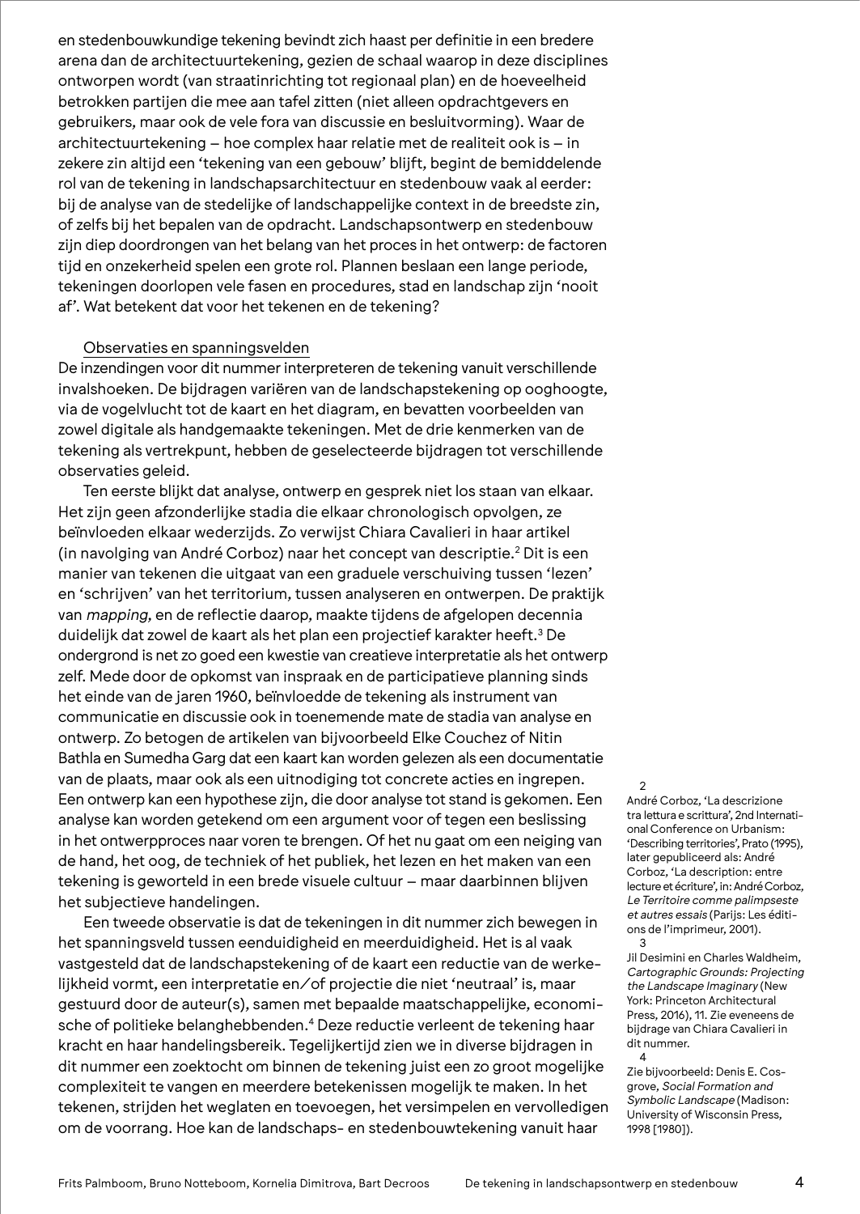en stedenbouwkundige tekening bevindt zich haast per definitie in een bredere arena dan de architectuurtekening, gezien de schaal waarop in deze disciplines ontworpen wordt (van straatinrichting tot regionaal plan) en de hoeveelheid betrokken partijen die mee aan tafel zitten (niet alleen opdrachtgevers en gebruikers, maar ook de vele fora van discussie en besluitvorming). Waar de architectuurtekening – hoe complex haar relatie met de realiteit ook is – in zekere zin altijd een 'tekening van een gebouw' blijft, begint de bemiddelende rol van de tekening in landschapsarchitectuur en stedenbouw vaak al eerder: bij de analyse van de stedelijke of landschappelijke context in de breedste zin, of zelfs bij het bepalen van de opdracht. Landschapsontwerp en stedenbouw zijn diep doordrongen van het belang van het proces in het ontwerp: de factoren tijd en onzekerheid spelen een grote rol. Plannen beslaan een lange periode, tekeningen doorlopen vele fasen en procedures, stad en landschap zijn 'nooit af'. Wat betekent dat voor het tekenen en de tekening?

## Observaties en spanningsvelden

De inzendingen voor dit nummer interpreteren de tekening vanuit verschillende invalshoeken. De bijdragen variëren van de landschapstekening op ooghoogte, via de vogelvlucht tot de kaart en het diagram, en bevatten voorbeelden van zowel digitale als handgemaakte tekeningen. Met de drie kenmerken van de tekening als vertrekpunt, hebben de geselecteerde bijdragen tot verschillende observaties geleid.

Ten eerste blijkt dat analyse, ontwerp en gesprek niet los staan van elkaar. Het zijn geen afzonderlijke stadia die elkaar chronologisch opvolgen, ze beïnvloeden elkaar wederzijds. Zo verwijst Chiara Cavalieri in haar artikel (in navolging van André Corboz) naar het concept van descriptie.[2] Dit is een manier van tekenen die uitgaat van een graduele verschuiving tussen 'lezen' en 'schrijven' van het territorium, tussen analyseren en ontwerpen. De praktijk van *mapping*, en de reflectie daarop, maakte tijdens de afgelopen decennia duidelijk dat zowel de kaart als het plan een projectief karakter heeft.[3] De ondergrond is net zo goed een kwestie van creatieve interpretatie als het ontwerp zelf. Mede door de opkomst van inspraak en de participatieve planning sinds het einde van de jaren 1960, beïnvloedde de tekening als instrument van communicatie en discussie ook in toenemende mate de stadia van analyse en ontwerp. Zo betogen de artikelen van bijvoorbeeld Elke Couchez of Nitin Bathla en Sumedha Garg dat een kaart kan worden gelezen als een documentatie van de plaats, maar ook als een uitnodiging tot concrete acties en ingrepen. Een ontwerp kan een hypothese zijn, die door analyse tot stand is gekomen. Een analyse kan worden getekend om een argument voor of tegen een beslissing in het ontwerpproces naar voren te brengen. Of het nu gaat om een neiging van de hand, het oog, de techniek of het publiek, het lezen en het maken van een tekening is geworteld in een brede visuele cultuur – maar daarbinnen blijven het subjectieve handelingen.

Een tweede observatie is dat de tekeningen in dit nummer zich bewegen in het spanningsveld tussen eenduidigheid en meerduidigheid. Het is al vaak vastgesteld dat de landschapstekening of de kaart een reductie van de werkelijkheid vormt, een interpretatie en/of projectie die niet 'neutraal' is, maar gestuurd door de auteur(s), samen met bepaalde maatschappelijke, economische of politieke belanghebbenden.[4] Deze reductie verleent de tekening haar kracht en haar handelingsbereik. Tegelijkertijd zien we in diverse bijdragen in dit nummer een zoektocht om binnen de tekening juist een zo groot mogelijke complexiteit te vangen en meerdere betekenissen mogelijk te maken. In het tekenen, strijden het weglaten en toevoegen, het versimpelen en vervolledigen om de voorrang. Hoe kan de landschaps- en stedenbouwtekening vanuit haar

2
André Corboz, 'La descrizione tra lettura e scrittura', 2nd International Conference on Urbanism: 'Describing territories', Prato (1995), later gepubliceerd als: André Corboz, 'La description: entre lecture et écriture', in: André Corboz, *Le Territoire comme palimpseste et autres essais* (Parijs: Les éditions de l'imprimeur, 2001).

3
Jil Desimini en Charles Waldheim, *Cartographic Grounds: Projecting the Landscape Imaginary* (New York: Princeton Architectural Press, 2016), 11. Zie eveneens de bijdrage van Chiara Cavalieri in dit nummer.

4
Zie bijvoorbeeld: Denis E. Cosgrove, *Social Formation and Symbolic Landscape* (Madison: University of Wisconsin Press, 1998 [1980]).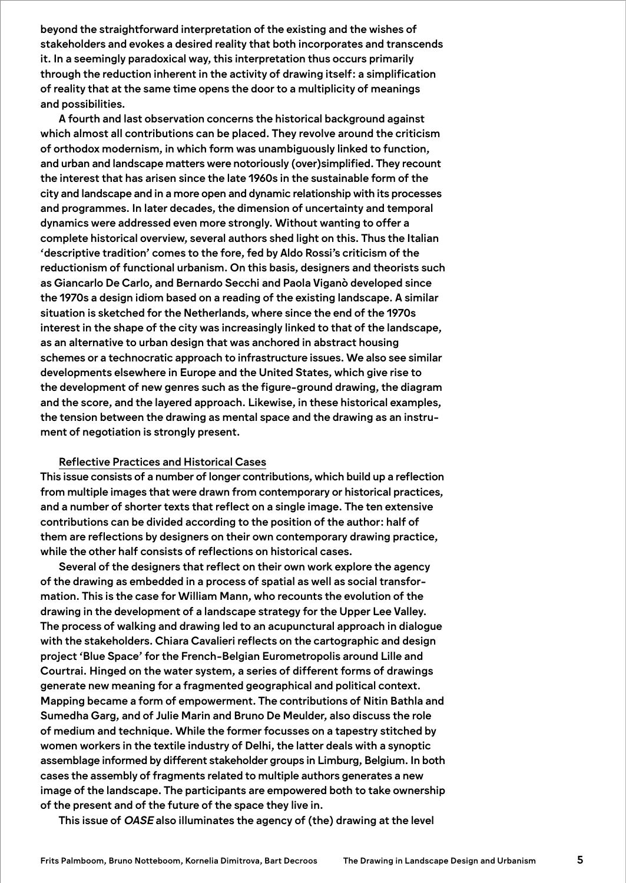beyond the straightforward interpretation of the existing and the wishes of stakeholders and evokes a desired reality that both incorporates and transcends it. In a seemingly paradoxical way, this interpretation thus occurs primarily through the reduction inherent in the activity of drawing itself: a simplification of reality that at the same time opens the door to a multiplicity of meanings and possibilities.

A fourth and last observation concerns the historical background against which almost all contributions can be placed. They revolve around the criticism of orthodox modernism, in which form was unambiguously linked to function, and urban and landscape matters were notoriously (over)simplified. They recount the interest that has arisen since the late 1960s in the sustainable form of the city and landscape and in a more open and dynamic relationship with its processes and programmes. In later decades, the dimension of uncertainty and temporal dynamics were addressed even more strongly. Without wanting to offer a complete historical overview, several authors shed light on this. Thus the Italian 'descriptive tradition' comes to the fore, fed by Aldo Rossi's criticism of the reductionism of functional urbanism. On this basis, designers and theorists such as Giancarlo De Carlo, and Bernardo Secchi and Paola Viganò developed since the 1970s a design idiom based on a reading of the existing landscape. A similar situation is sketched for the Netherlands, where since the end of the 1970s interest in the shape of the city was increasingly linked to that of the landscape, as an alternative to urban design that was anchored in abstract housing schemes or a technocratic approach to infrastructure issues. We also see similar developments elsewhere in Europe and the United States, which give rise to the development of new genres such as the figure-ground drawing, the diagram and the score, and the layered approach. Likewise, in these historical examples, the tension between the drawing as mental space and the drawing as an instrument of negotiation is strongly present.

## Reflective Practices and Historical Cases

This issue consists of a number of longer contributions, which build up a reflection from multiple images that were drawn from contemporary or historical practices, and a number of shorter texts that reflect on a single image. The ten extensive contributions can be divided according to the position of the author: half of them are reflections by designers on their own contemporary drawing practice, while the other half consists of reflections on historical cases.

Several of the designers that reflect on their own work explore the agency of the drawing as embedded in a process of spatial as well as social transformation. This is the case for William Mann, who recounts the evolution of the drawing in the development of a landscape strategy for the Upper Lee Valley. The process of walking and drawing led to an acupunctural approach in dialogue with the stakeholders. Chiara Cavalieri reflects on the cartographic and design project 'Blue Space' for the French-Belgian Eurometropolis around Lille and Courtrai. Hinged on the water system, a series of different forms of drawings generate new meaning for a fragmented geographical and political context. Mapping became a form of empowerment. The contributions of Nitin Bathla and Sumedha Garg, and of Julie Marin and Bruno De Meulder, also discuss the role of medium and technique. While the former focusses on a tapestry stitched by women workers in the textile industry of Delhi, the latter deals with a synoptic assemblage informed by different stakeholder groups in Limburg, Belgium. In both cases the assembly of fragments related to multiple authors generates a new image of the landscape. The participants are empowered both to take ownership of the present and of the future of the space they live in.

This issue of *OASE* also illuminates the agency of (the) drawing at the level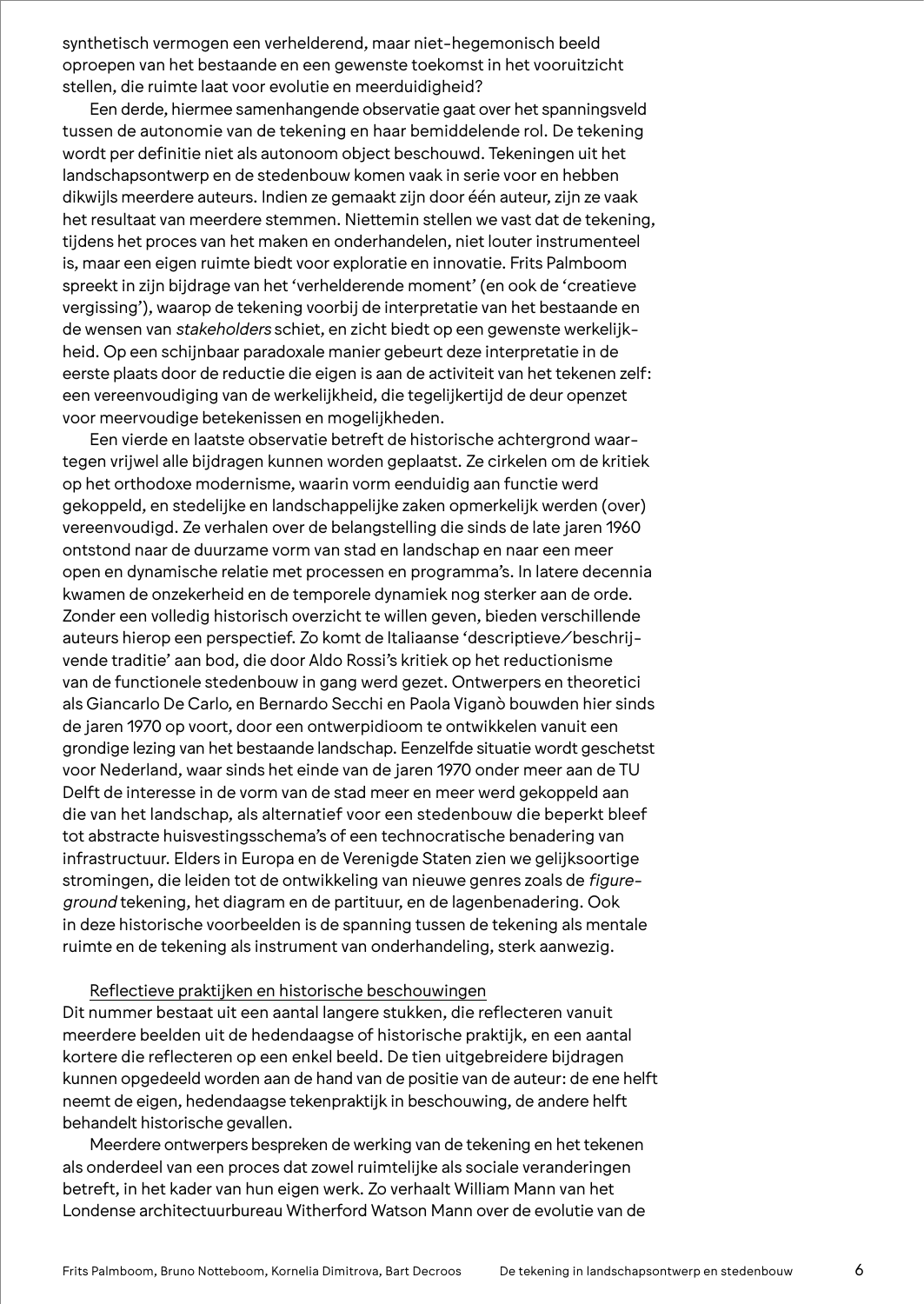synthetisch vermogen een verhelderend, maar niet-hegemonisch beeld oproepen van het bestaande en een gewenste toekomst in het vooruitzicht stellen, die ruimte laat voor evolutie en meerduidigheid?

Een derde, hiermee samenhangende observatie gaat over het spanningsveld tussen de autonomie van de tekening en haar bemiddelende rol. De tekening wordt per definitie niet als autonoom object beschouwd. Tekeningen uit het landschapsontwerp en de stedenbouw komen vaak in serie voor en hebben dikwijls meerdere auteurs. Indien ze gemaakt zijn door één auteur, zijn ze vaak het resultaat van meerdere stemmen. Niettemin stellen we vast dat de tekening, tijdens het proces van het maken en onderhandelen, niet louter instrumenteel is, maar een eigen ruimte biedt voor exploratie en innovatie. Frits Palmboom spreekt in zijn bijdrage van het 'verhelderende moment' (en ook de 'creatieve vergissing'), waarop de tekening voorbij de interpretatie van het bestaande en de wensen van *stakeholders* schiet, en zicht biedt op een gewenste werkelijkheid. Op een schijnbaar paradoxale manier gebeurt deze interpretatie in de eerste plaats door de reductie die eigen is aan de activiteit van het tekenen zelf: een vereenvoudiging van de werkelijkheid, die tegelijkertijd de deur openzet voor meervoudige betekenissen en mogelijkheden.

Een vierde en laatste observatie betreft de historische achtergrond waartegen vrijwel alle bijdragen kunnen worden geplaatst. Ze cirkelen om de kritiek op het orthodoxe modernisme, waarin vorm eenduidig aan functie werd gekoppeld, en stedelijke en landschappelijke zaken opmerkelijk werden (over) vereenvoudigd. Ze verhalen over de belangstelling die sinds de late jaren 1960 ontstond naar de duurzame vorm van stad en landschap en naar een meer open en dynamische relatie met processen en programma's. In latere decennia kwamen de onzekerheid en de temporele dynamiek nog sterker aan de orde. Zonder een volledig historisch overzicht te willen geven, bieden verschillende auteurs hierop een perspectief. Zo komt de Italiaanse 'descriptieve/beschrijvende traditie' aan bod, die door Aldo Rossi's kritiek op het reductionisme van de functionele stedenbouw in gang werd gezet. Ontwerpers en theoretici als Giancarlo De Carlo, en Bernardo Secchi en Paola Viganò bouwden hier sinds de jaren 1970 op voort, door een ontwerpidioom te ontwikkelen vanuit een grondige lezing van het bestaande landschap. Eenzelfde situatie wordt geschetst voor Nederland, waar sinds het einde van de jaren 1970 onder meer aan de TU Delft de interesse in de vorm van de stad meer en meer werd gekoppeld aan die van het landschap, als alternatief voor een stedenbouw die beperkt bleef tot abstracte huisvestingsschema's of een technocratische benadering van infrastructuur. Elders in Europa en de Verenigde Staten zien we gelijksoortige stromingen, die leiden tot de ontwikkeling van nieuwe genres zoals de *figure-ground* tekening, het diagram en de partituur, en de lagenbenadering. Ook in deze historische voorbeelden is de spanning tussen de tekening als mentale ruimte en de tekening als instrument van onderhandeling, sterk aanwezig.

## Reflectieve praktijken en historische beschouwingen

Dit nummer bestaat uit een aantal langere stukken, die reflecteren vanuit meerdere beelden uit de hedendaagse of historische praktijk, en een aantal kortere die reflecteren op een enkel beeld. De tien uitgebreidere bijdragen kunnen opgedeeld worden aan de hand van de positie van de auteur: de ene helft neemt de eigen, hedendaagse tekenpraktijk in beschouwing, de andere helft behandelt historische gevallen.

Meerdere ontwerpers bespreken de werking van de tekening en het tekenen als onderdeel van een proces dat zowel ruimtelijke als sociale veranderingen betreft, in het kader van hun eigen werk. Zo verhaalt William Mann van het Londense architectuurbureau Witherford Watson Mann over de evolutie van de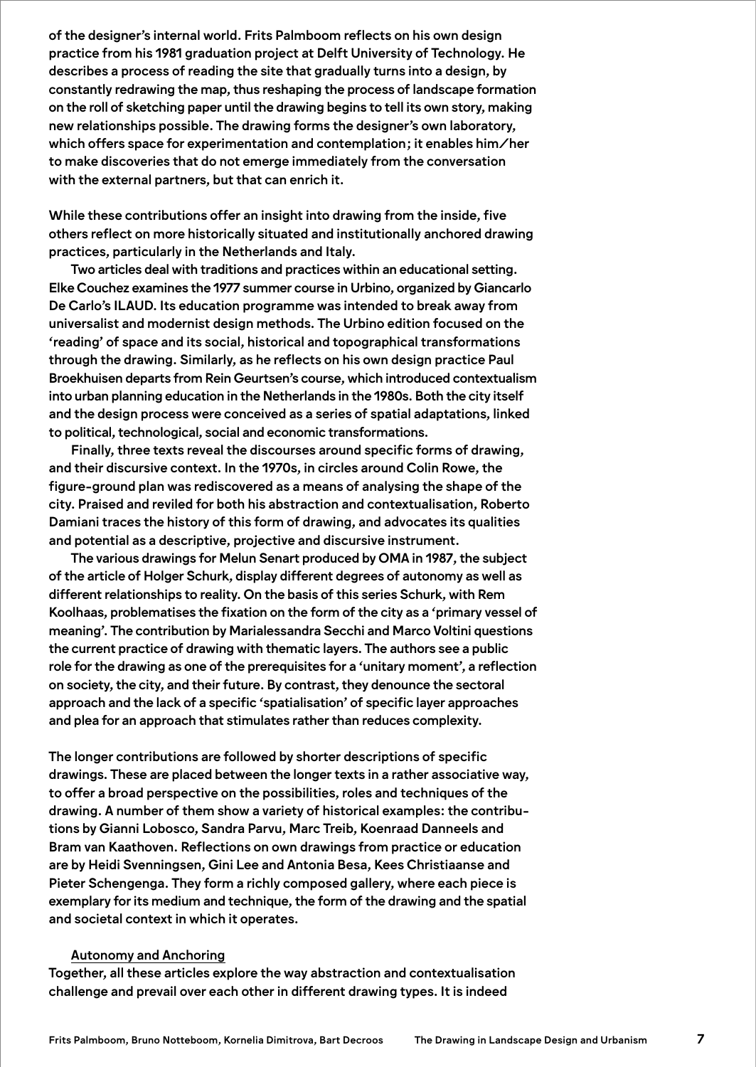of the designer's internal world. Frits Palmboom reflects on his own design practice from his 1981 graduation project at Delft University of Technology. He describes a process of reading the site that gradually turns into a design, by constantly redrawing the map, thus reshaping the process of landscape formation on the roll of sketching paper until the drawing begins to tell its own story, making new relationships possible. The drawing forms the designer's own laboratory, which offers space for experimentation and contemplation; it enables him/her to make discoveries that do not emerge immediately from the conversation with the external partners, but that can enrich it.

While these contributions offer an insight into drawing from the inside, five others reflect on more historically situated and institutionally anchored drawing practices, particularly in the Netherlands and Italy.

Two articles deal with traditions and practices within an educational setting. Elke Couchez examines the 1977 summer course in Urbino, organized by Giancarlo De Carlo's ILAUD. Its education programme was intended to break away from universalist and modernist design methods. The Urbino edition focused on the 'reading' of space and its social, historical and topographical transformations through the drawing. Similarly, as he reflects on his own design practice Paul Broekhuisen departs from Rein Geurtsen's course, which introduced contextualism into urban planning education in the Netherlands in the 1980s. Both the city itself and the design process were conceived as a series of spatial adaptations, linked to political, technological, social and economic transformations.

Finally, three texts reveal the discourses around specific forms of drawing, and their discursive context. In the 1970s, in circles around Colin Rowe, the figure-ground plan was rediscovered as a means of analysing the shape of the city. Praised and reviled for both his abstraction and contextualisation, Roberto Damiani traces the history of this form of drawing, and advocates its qualities and potential as a descriptive, projective and discursive instrument.

The various drawings for Melun Senart produced by OMA in 1987, the subject of the article of Holger Schurk, display different degrees of autonomy as well as different relationships to reality. On the basis of this series Schurk, with Rem Koolhaas, problematises the fixation on the form of the city as a 'primary vessel of meaning'. The contribution by Marialessandra Secchi and Marco Voltini questions the current practice of drawing with thematic layers. The authors see a public role for the drawing as one of the prerequisites for a 'unitary moment', a reflection on society, the city, and their future. By contrast, they denounce the sectoral approach and the lack of a specific 'spatialisation' of specific layer approaches and plea for an approach that stimulates rather than reduces complexity.

The longer contributions are followed by shorter descriptions of specific drawings. These are placed between the longer texts in a rather associative way, to offer a broad perspective on the possibilities, roles and techniques of the drawing. A number of them show a variety of historical examples: the contributions by Gianni Lobosco, Sandra Parvu, Marc Treib, Koenraad Danneels and Bram van Kaathoven. Reflections on own drawings from practice or education are by Heidi Svenningsen, Gini Lee and Antonia Besa, Kees Christiaanse and Pieter Schengenga. They form a richly composed gallery, where each piece is exemplary for its medium and technique, the form of the drawing and the spatial and societal context in which it operates.

### Autonomy and Anchoring

Together, all these articles explore the way abstraction and contextualisation challenge and prevail over each other in different drawing types. It is indeed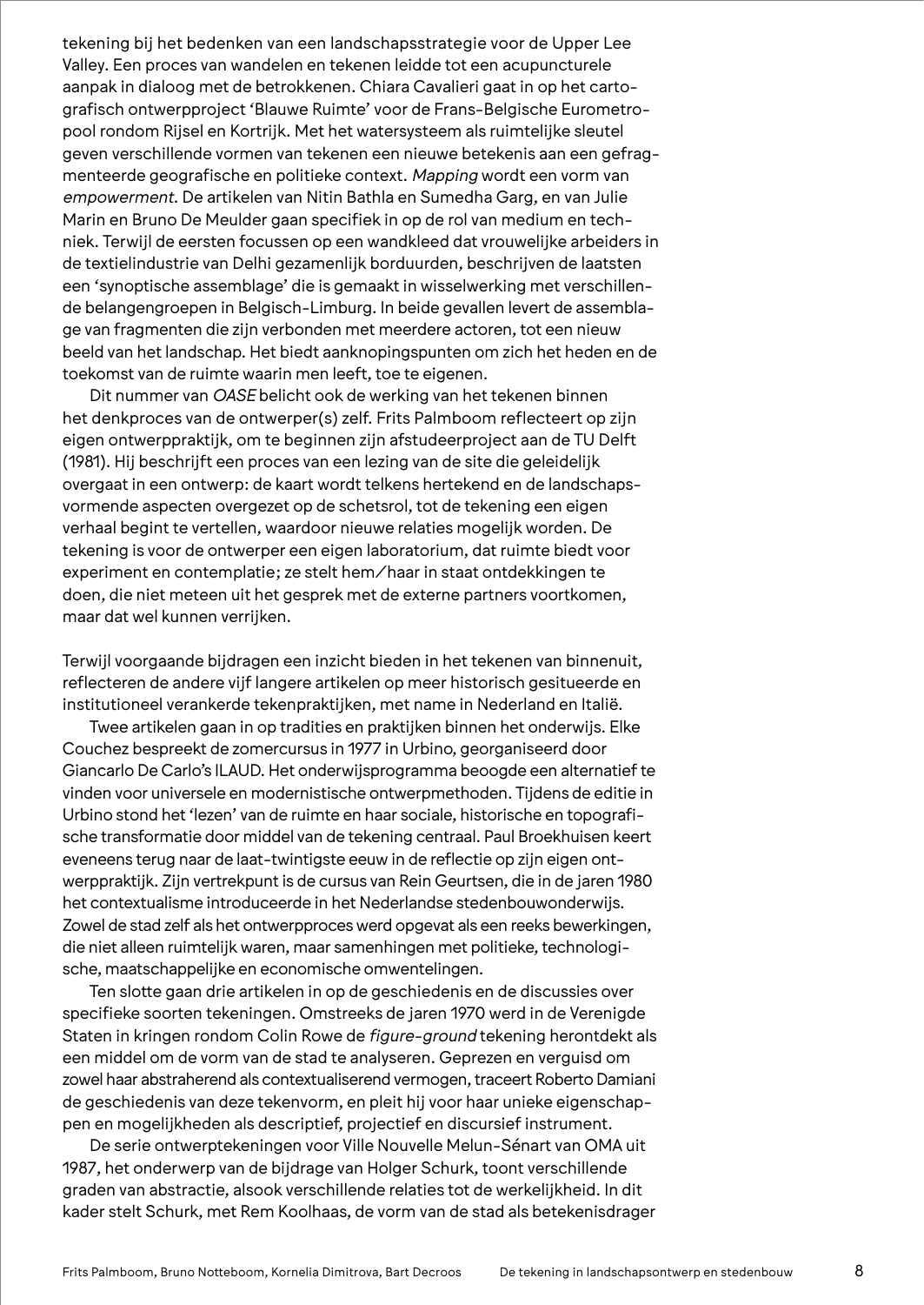tekening bij het bedenken van een landschapsstrategie voor de Upper Lee Valley. Een proces van wandelen en tekenen leidde tot een acupuncturele aanpak in dialoog met de betrokkenen. Chiara Cavalieri gaat in op het cartografisch ontwerpproject 'Blauwe Ruimte' voor de Frans-Belgische Eurometropool rondom Rijsel en Kortrijk. Met het watersysteem als ruimtelijke sleutel geven verschillende vormen van tekenen een nieuwe betekenis aan een gefragmenteerde geografische en politieke context. *Mapping* wordt een vorm van *empowerment*. De artikelen van Nitin Bathla en Sumedha Garg, en van Julie Marin en Bruno De Meulder gaan specifiek in op de rol van medium en techniek. Terwijl de eersten focussen op een wandkleed dat vrouwelijke arbeiders in de textielindustrie van Delhi gezamenlijk borduurden, beschrijven de laatsten een 'synoptische assemblage' die is gemaakt in wisselwerking met verschillende belangengroepen in Belgisch-Limburg. In beide gevallen levert de assemblage van fragmenten die zijn verbonden met meerdere actoren, tot een nieuw beeld van het landschap. Het biedt aanknopingspunten om zich het heden en de toekomst van de ruimte waarin men leeft, toe te eigenen.

Dit nummer van *OASE* belicht ook de werking van het tekenen binnen het denkproces van de ontwerper(s) zelf. Frits Palmboom reflecteert op zijn eigen ontwerppraktijk, om te beginnen zijn afstudeerproject aan de TU Delft (1981). Hij beschrijft een proces van een lezing van de site die geleidelijk overgaat in een ontwerp: de kaart wordt telkens hertekend en de landschapsvormende aspecten overgezet op de schetsrol, tot de tekening een eigen verhaal begint te vertellen, waardoor nieuwe relaties mogelijk worden. De tekening is voor de ontwerper een eigen laboratorium, dat ruimte biedt voor experiment en contemplatie; ze stelt hem/haar in staat ontdekkingen te doen, die niet meteen uit het gesprek met de externe partners voortkomen, maar dat wel kunnen verrijken.

Terwijl voorgaande bijdragen een inzicht bieden in het tekenen van binnenuit, reflecteren de andere vijf langere artikelen op meer historisch gesitueerde en institutioneel verankerde tekenpraktijken, met name in Nederland en Italië.

Twee artikelen gaan in op tradities en praktijken binnen het onderwijs. Elke Couchez bespreekt de zomercursus in 1977 in Urbino, georganiseerd door Giancarlo De Carlo's ILAUD. Het onderwijsprogramma beoogde een alternatief te vinden voor universele en modernistische ontwerpmethoden. Tijdens de editie in Urbino stond het 'lezen' van de ruimte en haar sociale, historische en topografische transformatie door middel van de tekening centraal. Paul Broekhuisen keert eveneens terug naar de laat-twintigste eeuw in de reflectie op zijn eigen ontwerppraktijk. Zijn vertrekpunt is de cursus van Rein Geurtsen, die in de jaren 1980 het contextualisme introduceerde in het Nederlandse stedenbouwonderwijs. Zowel de stad zelf als het ontwerpproces werd opgevat als een reeks bewerkingen, die niet alleen ruimtelijk waren, maar samenhingen met politieke, technologische, maatschappelijke en economische omwentelingen.

Ten slotte gaan drie artikelen in op de geschiedenis en de discussies over specifieke soorten tekeningen. Omstreeks de jaren 1970 werd in de Verenigde Staten in kringen rondom Colin Rowe de *figure-ground* tekening herontdekt als een middel om de vorm van de stad te analyseren. Geprezen en verguisd om zowel haar abstraherend als contextualiserend vermogen, traceert Roberto Damiani de geschiedenis van deze tekenvorm, en pleit hij voor haar unieke eigenschappen en mogelijkheden als descriptief, projectief en discursief instrument.

De serie ontwerptekeningen voor Ville Nouvelle Melun-Sénart van OMA uit 1987, het onderwerp van de bijdrage van Holger Schurk, toont verschillende graden van abstractie, alsook verschillende relaties tot de werkelijkheid. In dit kader stelt Schurk, met Rem Koolhaas, de vorm van de stad als betekenisdrager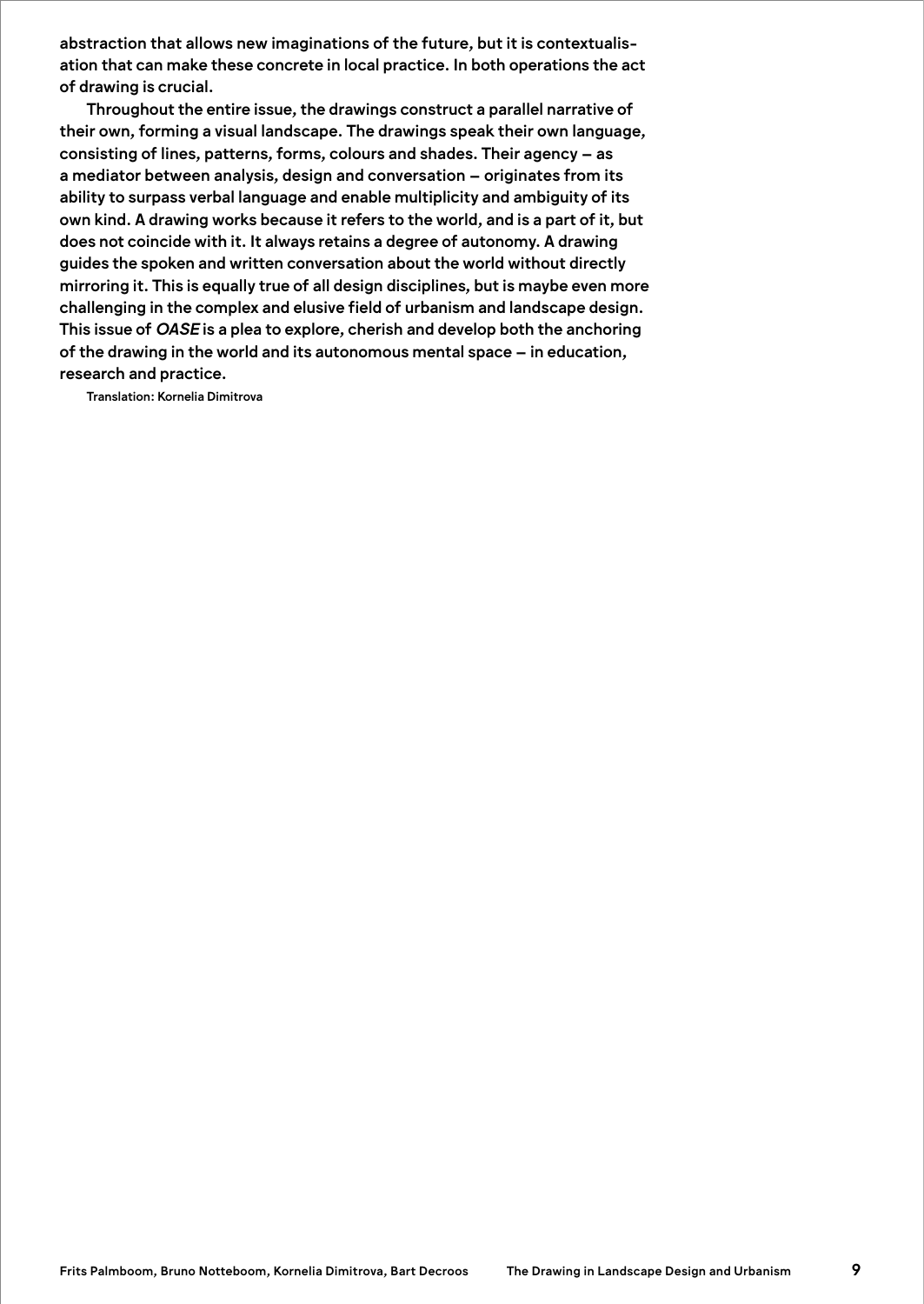abstraction that allows new imaginations of the future, but it is contextualisation that can make these concrete in local practice. In both operations the act of drawing is crucial.

Throughout the entire issue, the drawings construct a parallel narrative of their own, forming a visual landscape. The drawings speak their own language, consisting of lines, patterns, forms, colours and shades. Their agency – as a mediator between analysis, design and conversation – originates from its ability to surpass verbal language and enable multiplicity and ambiguity of its own kind. A drawing works because it refers to the world, and is a part of it, but does not coincide with it. It always retains a degree of autonomy. A drawing guides the spoken and written conversation about the world without directly mirroring it. This is equally true of all design disciplines, but is maybe even more challenging in the complex and elusive field of urbanism and landscape design. This issue of *OASE* is a plea to explore, cherish and develop both the anchoring of the drawing in the world and its autonomous mental space – in education, research and practice.

Translation: Kornelia Dimitrova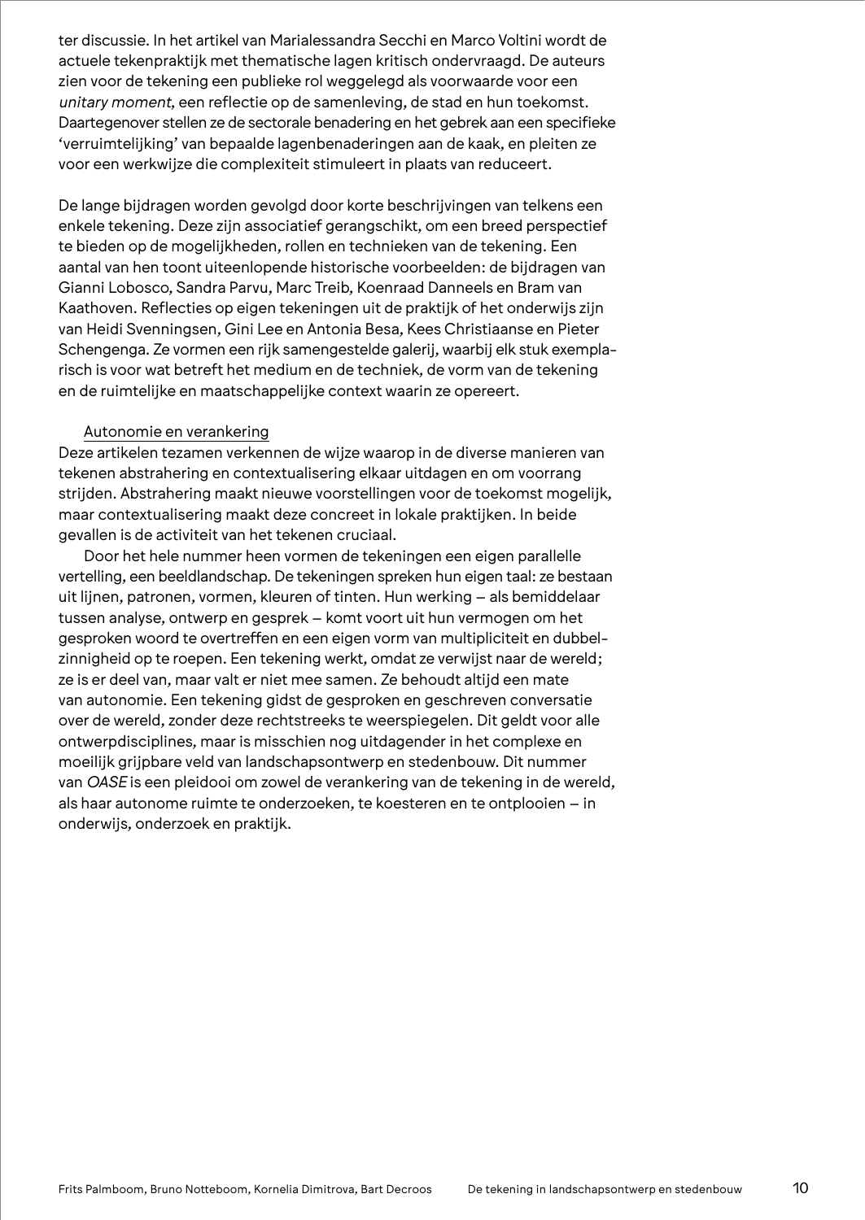ter discussie. In het artikel van Marialessandra Secchi en Marco Voltini wordt de actuele tekenpraktijk met thematische lagen kritisch ondervraagd. De auteurs zien voor de tekening een publieke rol weggelegd als voorwaarde voor een *unitary moment*, een reflectie op de samenleving, de stad en hun toekomst. Daartegenover stellen ze de sectorale benadering en het gebrek aan een specifieke 'verruimtelijking' van bepaalde lagenbenaderingen aan de kaak, en pleiten ze voor een werkwijze die complexiteit stimuleert in plaats van reduceert.

De lange bijdragen worden gevolgd door korte beschrijvingen van telkens een enkele tekening. Deze zijn associatief gerangschikt, om een breed perspectief te bieden op de mogelijkheden, rollen en technieken van de tekening. Een aantal van hen toont uiteenlopende historische voorbeelden: de bijdragen van Gianni Lobosco, Sandra Parvu, Marc Treib, Koenraad Danneels en Bram van Kaathoven. Reflecties op eigen tekeningen uit de praktijk of het onderwijs zijn van Heidi Svenningsen, Gini Lee en Antonia Besa, Kees Christiaanse en Pieter Schengenga. Ze vormen een rijk samengestelde galerij, waarbij elk stuk exemplarisch is voor wat betreft het medium en de techniek, de vorm van de tekening en de ruimtelijke en maatschappelijke context waarin ze opereert.

## Autonomie en verankering

Deze artikelen tezamen verkennen de wijze waarop in de diverse manieren van tekenen abstrahering en contextualisering elkaar uitdagen en om voorrang strijden. Abstrahering maakt nieuwe voorstellingen voor de toekomst mogelijk, maar contextualisering maakt deze concreet in lokale praktijken. In beide gevallen is de activiteit van het tekenen cruciaal.

Door het hele nummer heen vormen de tekeningen een eigen parallelle vertelling, een beeldlandschap. De tekeningen spreken hun eigen taal: ze bestaan uit lijnen, patronen, vormen, kleuren of tinten. Hun werking – als bemiddelaar tussen analyse, ontwerp en gesprek – komt voort uit hun vermogen om het gesproken woord te overtreffen en een eigen vorm van multipliciteit en dubbelzinnigheid op te roepen. Een tekening werkt, omdat ze verwijst naar de wereld; ze is er deel van, maar valt er niet mee samen. Ze behoudt altijd een mate van autonomie. Een tekening gidst de gesproken en geschreven conversatie over de wereld, zonder deze rechtstreeks te weerspiegelen. Dit geldt voor alle ontwerpdisciplines, maar is misschien nog uitdagender in het complexe en moeilijk grijpbare veld van landschapsontwerp en stedenbouw. Dit nummer van *OASE* is een pleidooi om zowel de verankering van de tekening in de wereld, als haar autonome ruimte te onderzoeken, te koesteren en te ontplooien – in onderwijs, onderzoek en praktijk.